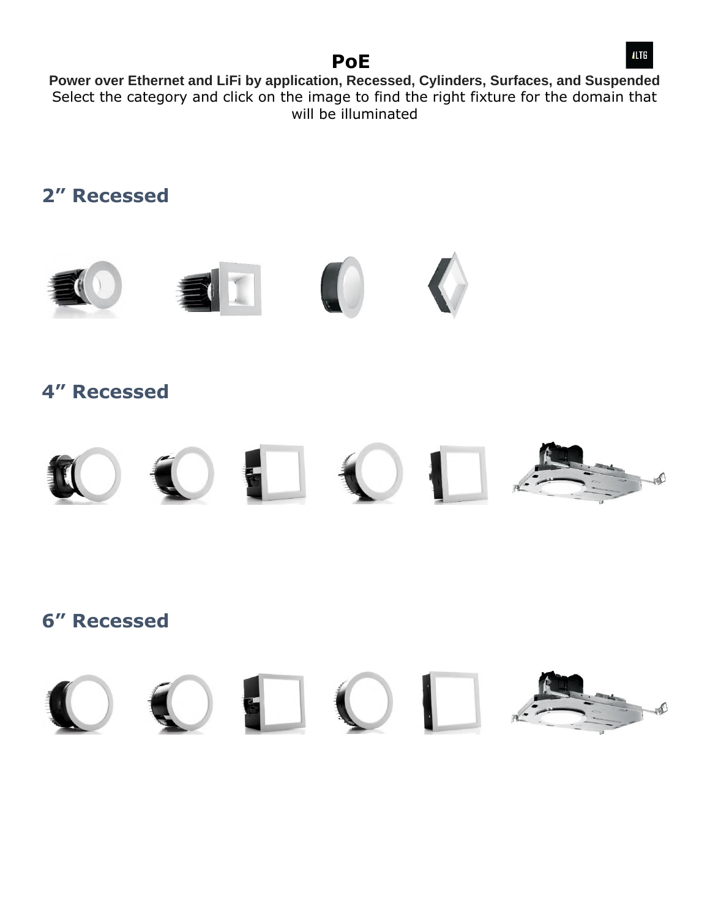# PoE

**Power over Ethernet and LiFi by application, Recessed, Cylinders, Surfaces, and Suspended**

Select the category and click on the image to find the right fixture for the domain that will be illuminated

## 2" Recessed

## 4" Recessed

## 6" Recessed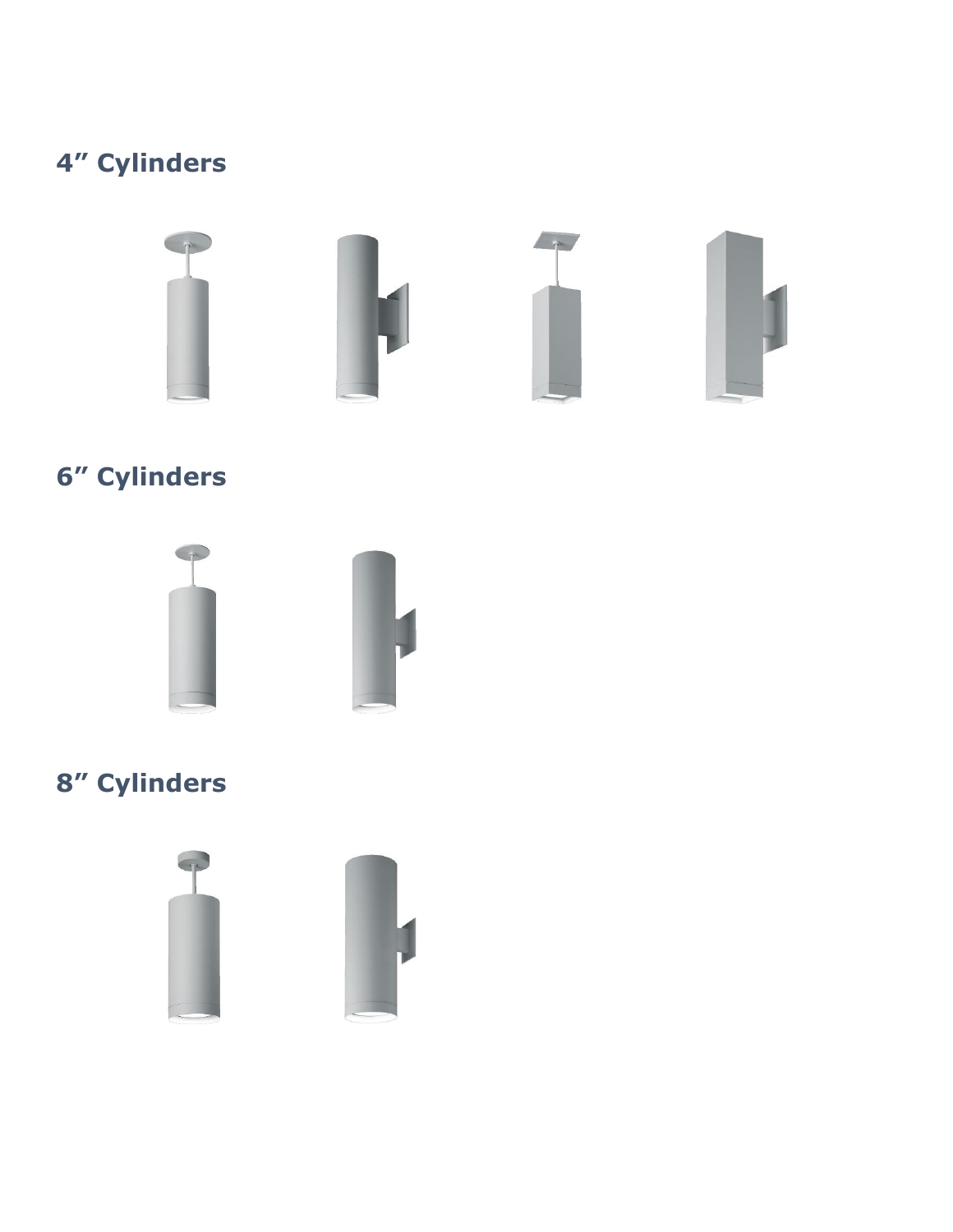## 4” Cylinders

## 6” Cylinders

## 8” Cylinders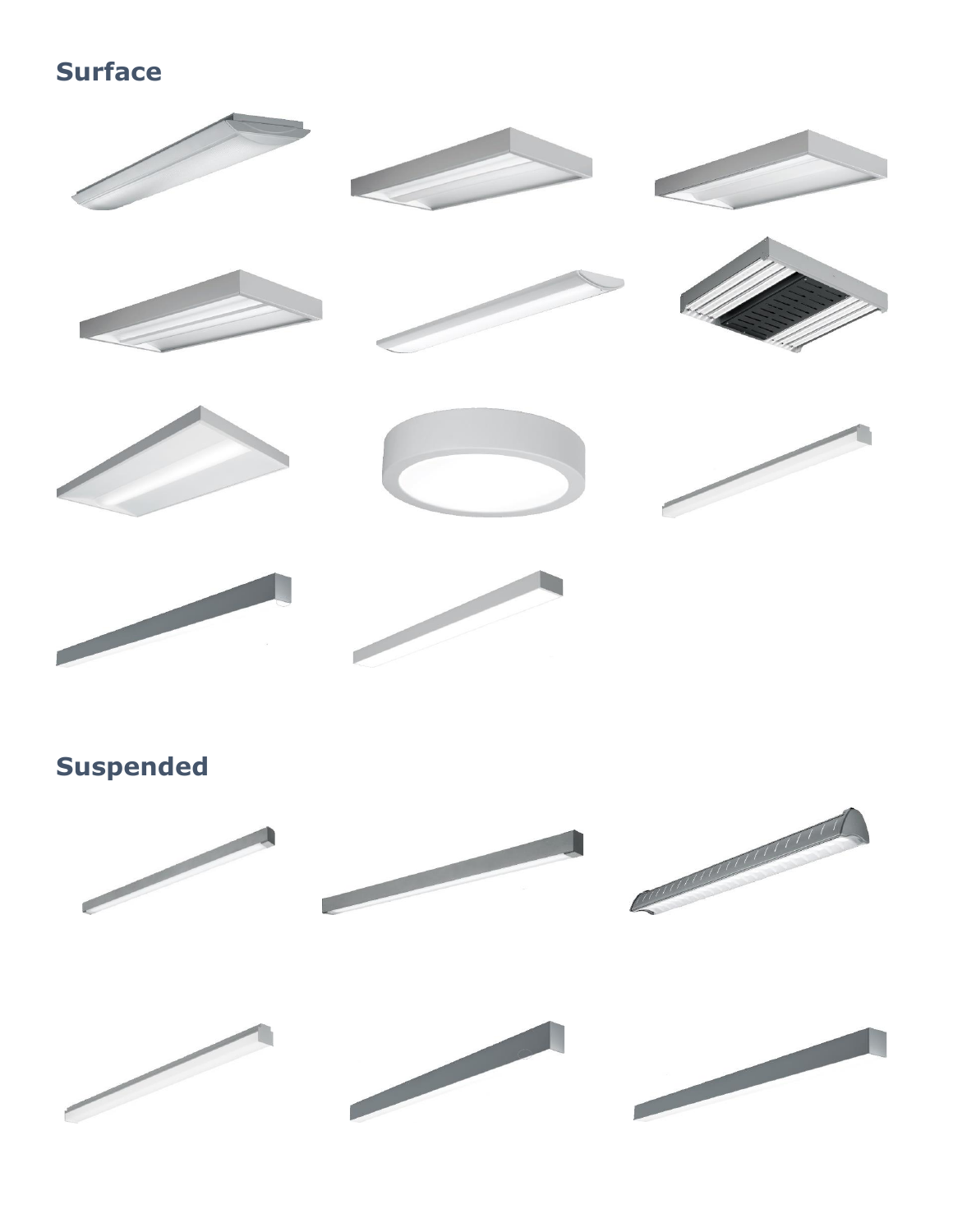## Surface

## Suspended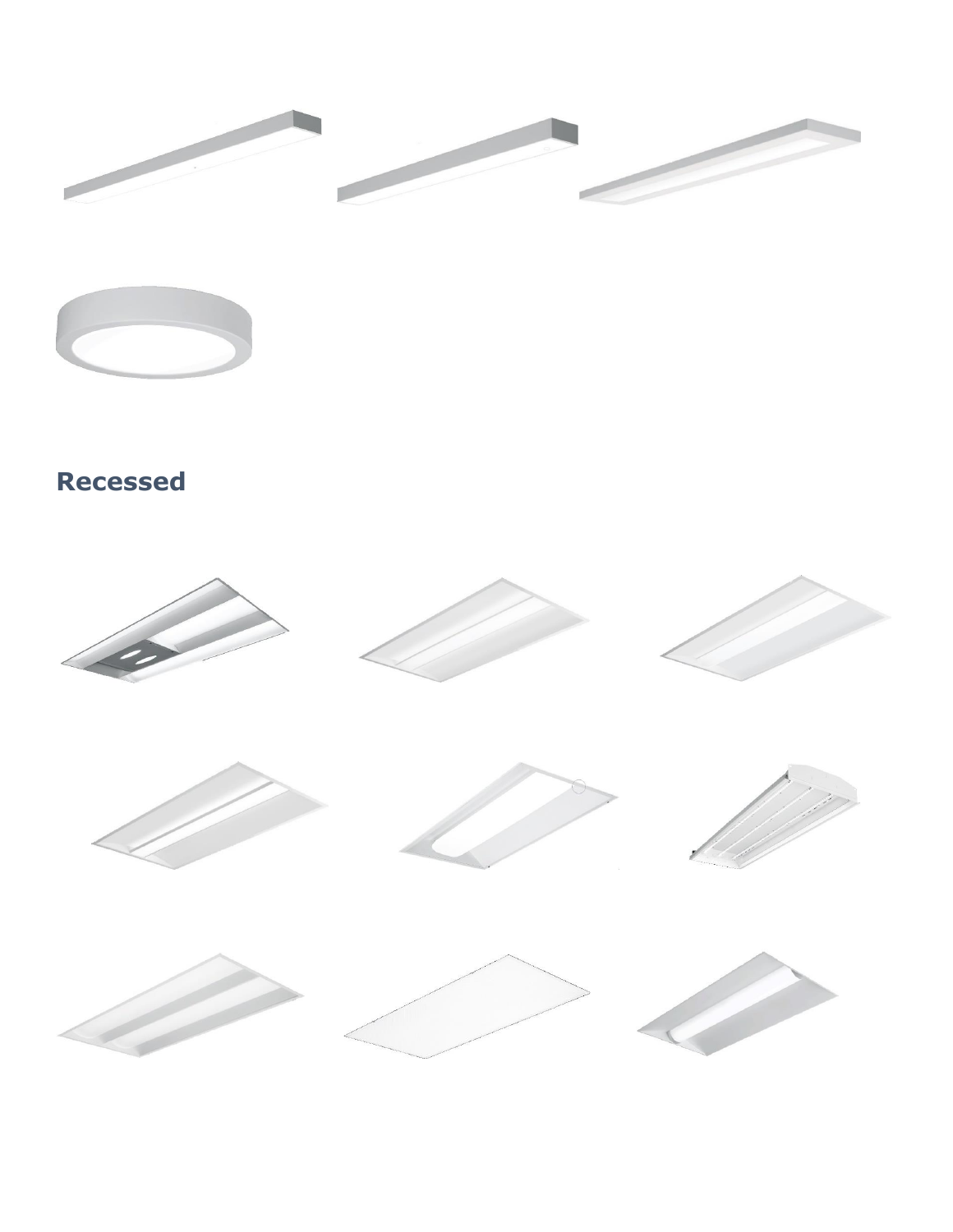## Recessed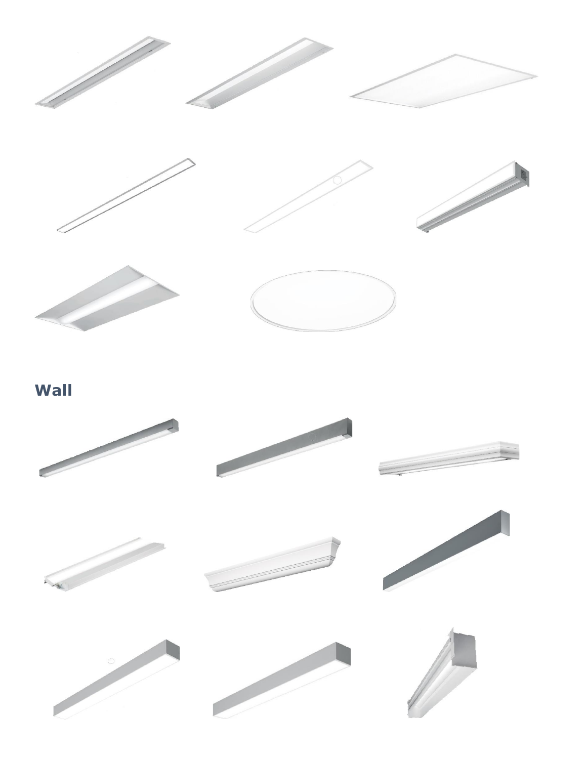## Wall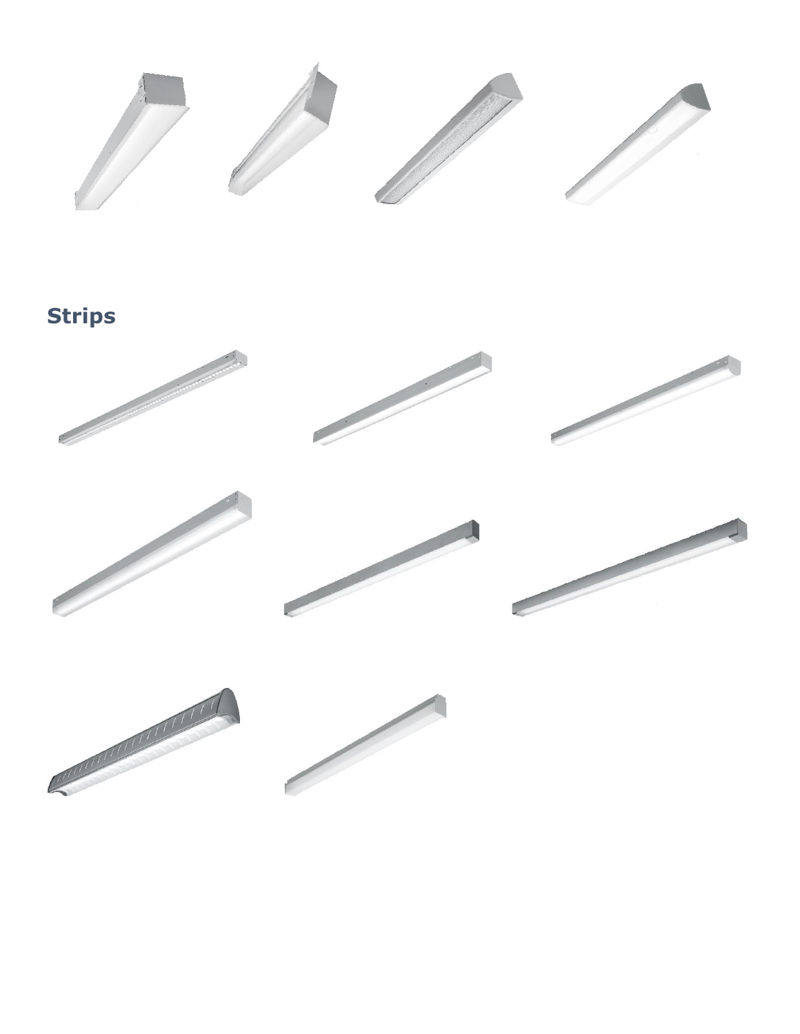## Strips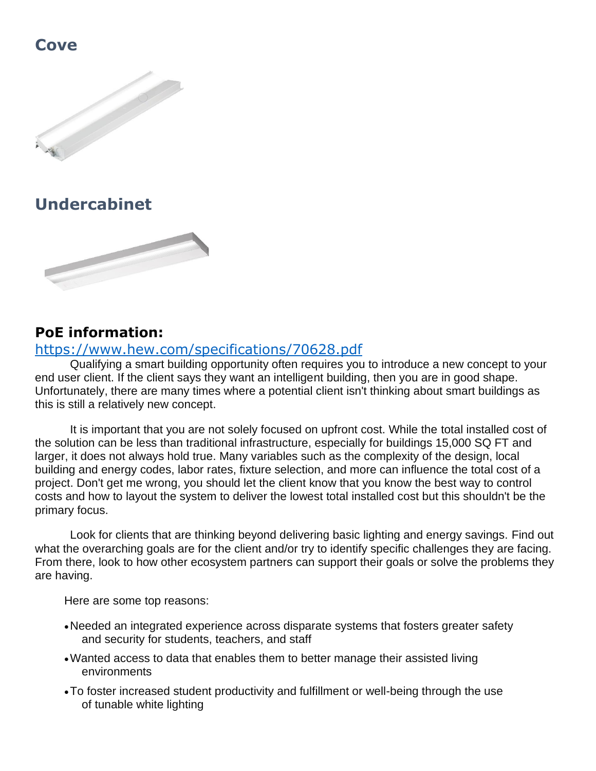## Cove

## Undercabinet

### PoE information:

[https://www.hew.com/specifications/70628.pdf](https://www.hew.com/specifications/70628.pdf)

Qualifying a smart building opportunity often requires you to introduce a new concept to your end user client. If the client says they want an intelligent building, then you are in good shape. Unfortunately, there are many times where a potential client isn't thinking about smart buildings as this is still a relatively new concept.

It is important that you are not solely focused on upfront cost. While the total installed cost of the solution can be less than traditional infrastructure, especially for buildings 15,000 SQ FT and larger, it does not always hold true. Many variables such as the complexity of the design, local building and energy codes, labor rates, fixture selection, and more can influence the total cost of a project. Don't get me wrong, you should let the client know that you know the best way to control costs and how to layout the system to deliver the lowest total installed cost but this shouldn't be the primary focus.

Look for clients that are thinking beyond delivering basic lighting and energy savings. Find out what the overarching goals are for the client and/or try to identify specific challenges they are facing. From there, look to how other ecosystem partners can support their goals or solve the problems they are having.

Here are some top reasons:

- Needed an integrated experience across disparate systems that fosters greater safety and security for students, teachers, and staff
- Wanted access to data that enables them to better manage their assisted living environments
- To foster increased student productivity and fulfillment or well-being through the use of tunable white lighting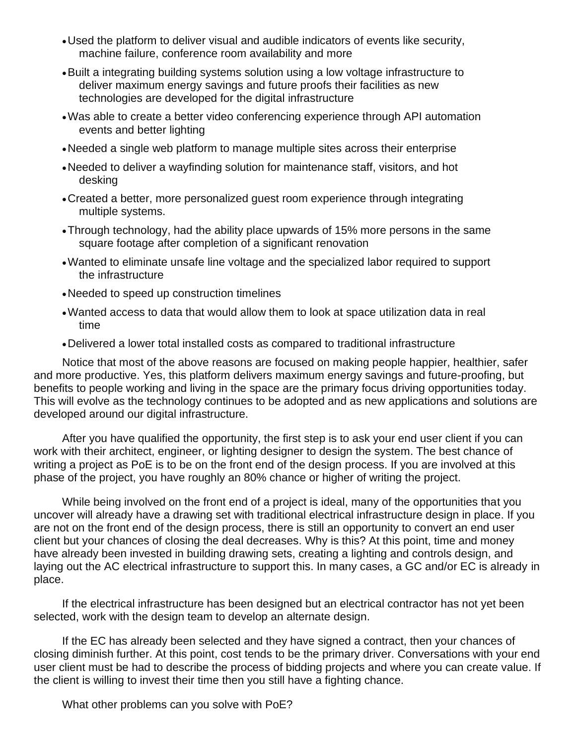- Used the platform to deliver visual and audible indicators of events like security, machine failure, conference room availability and more
- Built a integrating building systems solution using a low voltage infrastructure to deliver maximum energy savings and future proofs their facilities as new technologies are developed for the digital infrastructure
- Was able to create a better video conferencing experience through API automation events and better lighting
- Needed a single web platform to manage multiple sites across their enterprise
- Needed to deliver a wayfinding solution for maintenance staff, visitors, and hot desking
- Created a better, more personalized guest room experience through integrating multiple systems.
- Through technology, had the ability place upwards of 15% more persons in the same square footage after completion of a significant renovation
- Wanted to eliminate unsafe line voltage and the specialized labor required to support the infrastructure
- Needed to speed up construction timelines
- Wanted access to data that would allow them to look at space utilization data in real time
- Delivered a lower total installed costs as compared to traditional infrastructure

Notice that most of the above reasons are focused on making people happier, healthier, safer and more productive. Yes, this platform delivers maximum energy savings and future-proofing, but benefits to people working and living in the space are the primary focus driving opportunities today. This will evolve as the technology continues to be adopted and as new applications and solutions are developed around our digital infrastructure.

After you have qualified the opportunity, the first step is to ask your end user client if you can work with their architect, engineer, or lighting designer to design the system. The best chance of writing a project as PoE is to be on the front end of the design process. If you are involved at this phase of the project, you have roughly an 80% chance or higher of writing the project.

While being involved on the front end of a project is ideal, many of the opportunities that you uncover will already have a drawing set with traditional electrical infrastructure design in place. If you are not on the front end of the design process, there is still an opportunity to convert an end user client but your chances of closing the deal decreases. Why is this? At this point, time and money have already been invested in building drawing sets, creating a lighting and controls design, and laying out the AC electrical infrastructure to support this. In many cases, a GC and/or EC is already in place.

If the electrical infrastructure has been designed but an electrical contractor has not yet been selected, work with the design team to develop an alternate design.

If the EC has already been selected and they have signed a contract, then your chances of closing diminish further. At this point, cost tends to be the primary driver. Conversations with your end user client must be had to describe the process of bidding projects and where you can create value. If the client is willing to invest their time then you still have a fighting chance.

What other problems can you solve with PoE?